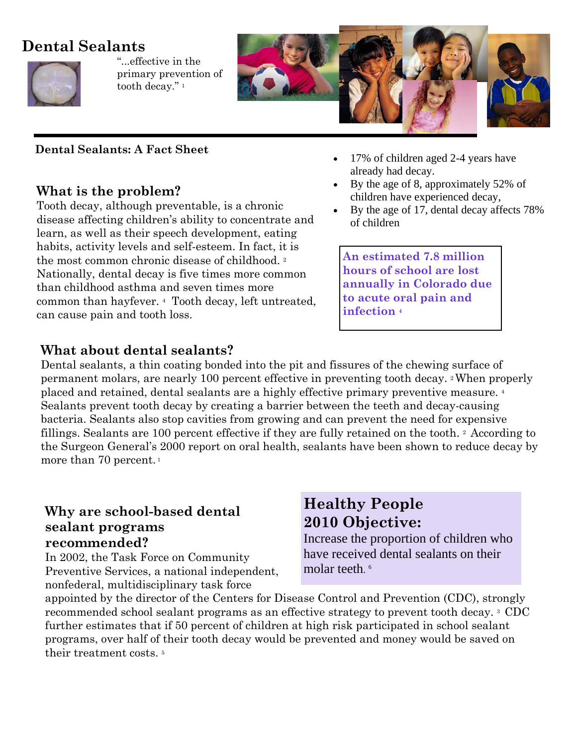# Dental Sealants

"...effective in the primary prevention of tooth decay." [1]

**Dental Sealants: A Fact Sheet**

## What is the problem?

Tooth decay, although preventable, is a chronic disease affecting children's ability to concentrate and learn, as well as their speech development, eating habits, activity levels and self-esteem. In fact, it is the most common chronic disease of childhood. [2] Nationally, dental decay is five times more common than childhood asthma and seven times more common than hayfever. [4] Tooth decay, left untreated, can cause pain and tooth loss.

- 17% of children aged 2-4 years have already had decay.
- By the age of 8, approximately 52% of children have experienced decay,
- By the age of 17, dental decay affects 78% of children

**An estimated 7.8 million hours of school are lost annually in Colorado due to acute oral pain and infection** [4]

## What about dental sealants?

Dental sealants, a thin coating bonded into the pit and fissures of the chewing surface of permanent molars, are nearly 100 percent effective in preventing tooth decay. [2] When properly placed and retained, dental sealants are a highly effective primary preventive measure. [4] Sealants prevent tooth decay by creating a barrier between the teeth and decay-causing bacteria. Sealants also stop cavities from growing and can prevent the need for expensive fillings. Sealants are 100 percent effective if they are fully retained on the tooth. [2] According to the Surgeon General's 2000 report on oral health, sealants have been shown to reduce decay by more than 70 percent. [1]

## Why are school-based dental sealant programs recommended?

In 2002, the Task Force on Community Preventive Services, a national independent, nonfederal, multidisciplinary task force appointed by the director of the Centers for Disease Control and Prevention (CDC), strongly recommended school sealant programs as an effective strategy to prevent tooth decay. [3] CDC further estimates that if 50 percent of children at high risk participated in school sealant programs, over half of their tooth decay would be prevented and money would be saved on their treatment costs. [5]

## Healthy People 2010 Objective:

Increase the proportion of children who have received dental sealants on their molar teeth. [6]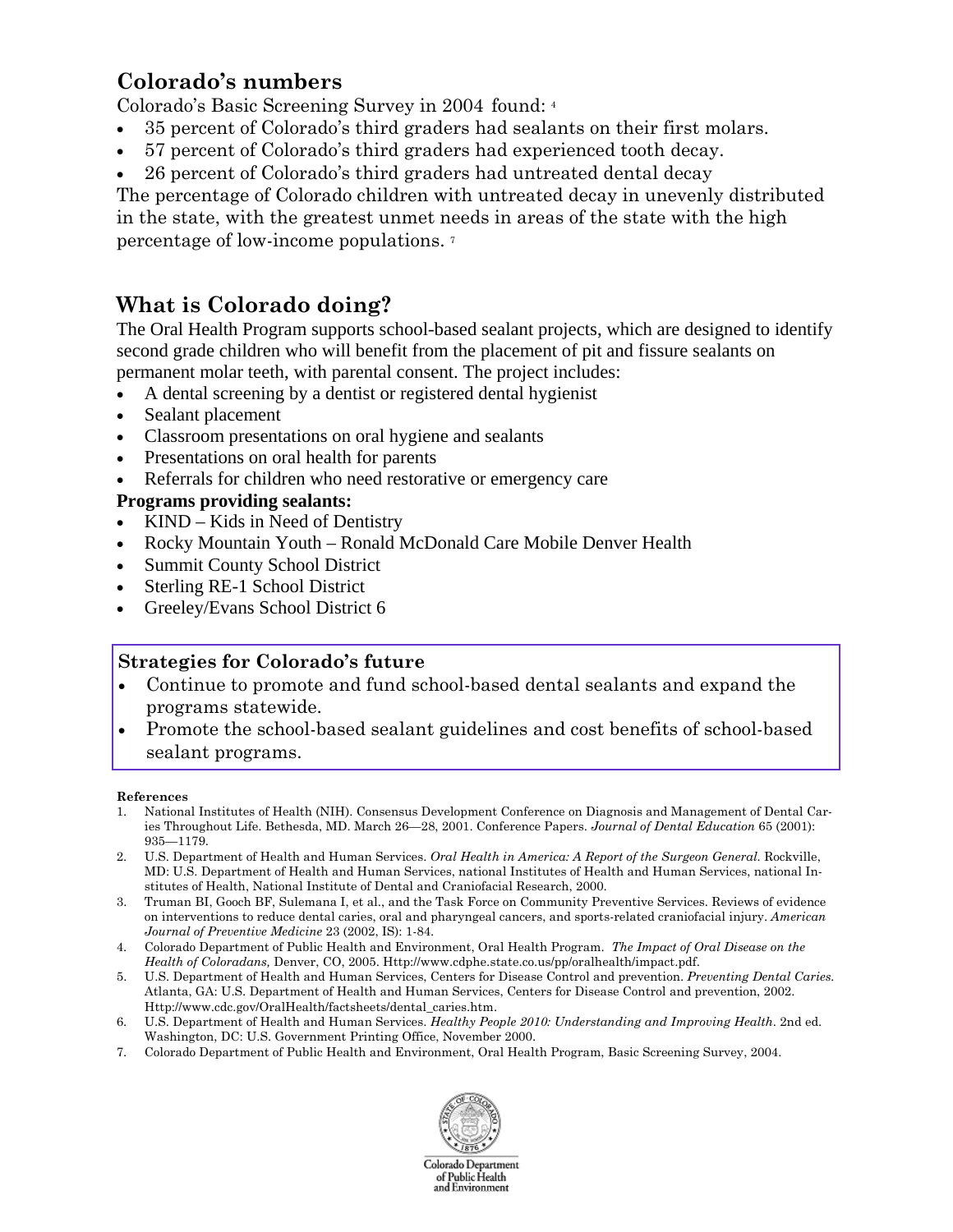## Colorado's numbers

Colorado's Basic Screening Survey in 2004 found: [4]

- 35 percent of Colorado's third graders had sealants on their first molars.
- 57 percent of Colorado's third graders had experienced tooth decay.
- 26 percent of Colorado's third graders had untreated dental decay

The percentage of Colorado children with untreated decay in unevenly distributed in the state, with the greatest unmet needs in areas of the state with the high percentage of low-income populations. [7]

## What is Colorado doing?

The Oral Health Program supports school-based sealant projects, which are designed to identify second grade children who will benefit from the placement of pit and fissure sealants on permanent molar teeth, with parental consent. The project includes:

- A dental screening by a dentist or registered dental hygienist
- Sealant placement
- Classroom presentations on oral hygiene and sealants
- Presentations on oral health for parents
- Referrals for children who need restorative or emergency care

**Programs providing sealants:**

- KIND – Kids in Need of Dentistry
- Rocky Mountain Youth – Ronald McDonald Care Mobile Denver Health
- Summit County School District
- Sterling RE-1 School District
- Greeley/Evans School District 6

### Strategies for Colorado's future

- Continue to promote and fund school-based dental sealants and expand the programs statewide.
- Promote the school-based sealant guidelines and cost benefits of school-based sealant programs.

**References**

1. National Institutes of Health (NIH). Consensus Development Conference on Diagnosis and Management of Dental Caries Throughout Life. Bethesda, MD. March 26—28, 2001. Conference Papers. *Journal of Dental Education* 65 (2001): 935—1179.
2. U.S. Department of Health and Human Services. *Oral Health in America: A Report of the Surgeon General.* Rockville, MD: U.S. Department of Health and Human Services, national Institutes of Health and Human Services, national Institutes of Health, National Institute of Dental and Craniofacial Research, 2000.
3. Truman BI, Gooch BF, Sulemana I, et al., and the Task Force on Community Preventive Services. Reviews of evidence on interventions to reduce dental caries, oral and pharyngeal cancers, and sports-related craniofacial injury. *American Journal of Preventive Medicine* 23 (2002, IS): 1-84.
4. Colorado Department of Public Health and Environment, Oral Health Program. *The Impact of Oral Disease on the Health of Coloradans,* Denver, CO, 2005. Http://www.cdphe.state.co.us/pp/oralhealth/impact.pdf.
5. U.S. Department of Health and Human Services, Centers for Disease Control and prevention. *Preventing Dental Caries.* Atlanta, GA: U.S. Department of Health and Human Services, Centers for Disease Control and prevention, 2002. Http://www.cdc.gov/OralHealth/factsheets/dental_caries.htm.
6. U.S. Department of Health and Human Services. *Healthy People 2010: Understanding and Improving Health*. 2nd ed. Washington, DC: U.S. Government Printing Office, November 2000.
7. Colorado Department of Public Health and Environment, Oral Health Program, Basic Screening Survey, 2004.

Colorado Department of Public Health and Environment